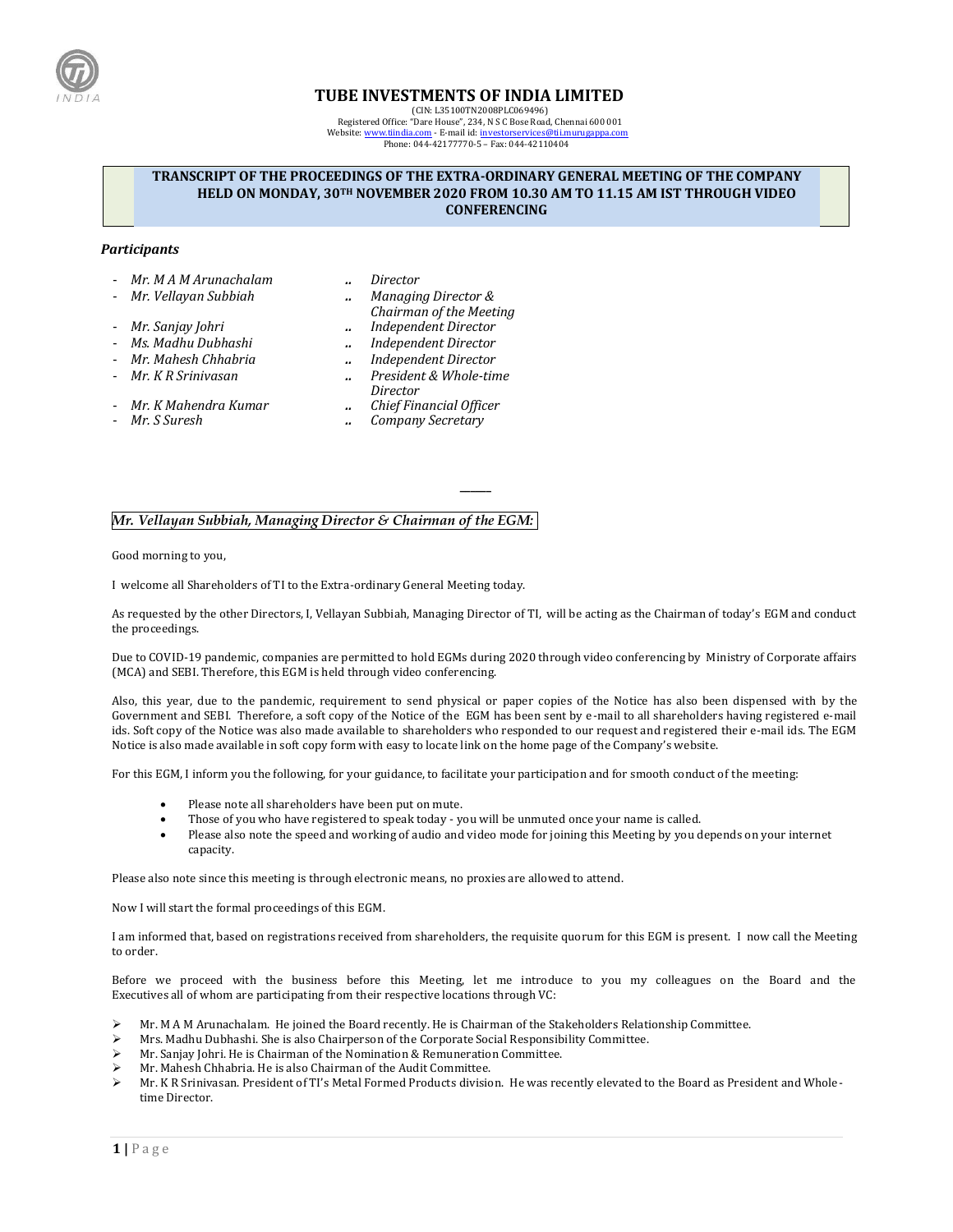# TUBE INVESTMENTS OF INDIA LIMITED

(CIN: L35100TN2008PLC069496)
Registered Office: "Dare House", 234, N S C Bose Road, Chennai 600 001
Website: www.tiindia.com - E-mail id: investorservices@tii.murugappa.com
Phone: 044-42177770-5 – Fax: 044-42110404

## TRANSCRIPT OF THE PROCEEDINGS OF THE EXTRA-ORDINARY GENERAL MEETING OF THE COMPANY HELD ON MONDAY, 30TH NOVEMBER 2020 FROM 10.30 AM TO 11.15 AM IST THROUGH VIDEO CONFERENCING

***Participants***

- *Mr. M A M Arunachalam* .. *Director*
- *Mr. Vellayan Subbiah* .. *Managing Director & Chairman of the Meeting*
- *Mr. Sanjay Johri* .. *Independent Director*
- *Ms. Madhu Dubhashi* .. *Independent Director*
- *Mr. Mahesh Chhabria* .. *Independent Director*
- *Mr. K R Srinivasan* .. *President & Whole-time Director*
- *Mr. K Mahendra Kumar* .. *Chief Financial Officer*
- *Mr. S Suresh* .. *Company Secretary*

---

*Mr. Vellayan Subbiah, Managing Director & Chairman of the EGM:*

Good morning to you,

I welcome all Shareholders of TI to the Extra-ordinary General Meeting today.

As requested by the other Directors, I, Vellayan Subbiah, Managing Director of TI, will be acting as the Chairman of today's EGM and conduct the proceedings.

Due to COVID-19 pandemic, companies are permitted to hold EGMs during 2020 through video conferencing by Ministry of Corporate affairs (MCA) and SEBI. Therefore, this EGM is held through video conferencing.

Also, this year, due to the pandemic, requirement to send physical or paper copies of the Notice has also been dispensed with by the Government and SEBI. Therefore, a soft copy of the Notice of the EGM has been sent by e-mail to all shareholders having registered e-mail ids. Soft copy of the Notice was also made available to shareholders who responded to our request and registered their e-mail ids. The EGM Notice is also made available in soft copy form with easy to locate link on the home page of the Company's website.

For this EGM, I inform you the following, for your guidance, to facilitate your participation and for smooth conduct of the meeting:

- Please note all shareholders have been put on mute.
- Those of you who have registered to speak today - you will be unmuted once your name is called.
- Please also note the speed and working of audio and video mode for joining this Meeting by you depends on your internet capacity.

Please also note since this meeting is through electronic means, no proxies are allowed to attend.

Now I will start the formal proceedings of this EGM.

I am informed that, based on registrations received from shareholders, the requisite quorum for this EGM is present. I now call the Meeting to order.

Before we proceed with the business before this Meeting, let me introduce to you my colleagues on the Board and the Executives all of whom are participating from their respective locations through VC:

- Mr. M A M Arunachalam. He joined the Board recently. He is Chairman of the Stakeholders Relationship Committee.
- Mrs. Madhu Dubhashi. She is also Chairperson of the Corporate Social Responsibility Committee.
- Mr. Sanjay Johri. He is Chairman of the Nomination & Remuneration Committee.
- Mr. Mahesh Chhabria. He is also Chairman of the Audit Committee.
- Mr. K R Srinivasan. President of TI's Metal Formed Products division. He was recently elevated to the Board as President and Whole-time Director.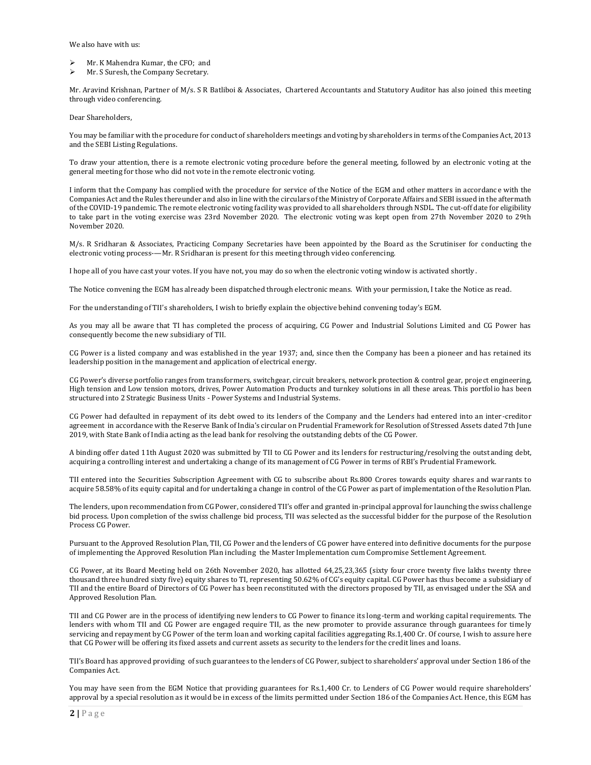We also have with us:

- Mr. K Mahendra Kumar, the CFO; and
- Mr. S Suresh, the Company Secretary.

Mr. Aravind Krishnan, Partner of M/s. S R Batliboi & Associates, Chartered Accountants and Statutory Auditor has also joined this meeting through video conferencing.

Dear Shareholders,

You may be familiar with the procedure for conduct of shareholders meetings and voting by shareholders in terms of the Companies Act, 2013 and the SEBI Listing Regulations.

To draw your attention, there is a remote electronic voting procedure before the general meeting, followed by an electronic voting at the general meeting for those who did not vote in the remote electronic voting.

I inform that the Company has complied with the procedure for service of the Notice of the EGM and other matters in accordance with the Companies Act and the Rules thereunder and also in line with the circulars of the Ministry of Corporate Affairs and SEBI issued in the aftermath of the COVID-19 pandemic. The remote electronic voting facility was provided to all shareholders through NSDL. The cut-off date for eligibility to take part in the voting exercise was 23rd November 2020. The electronic voting was kept open from 27th November 2020 to 29th November 2020.

M/s. R Sridharan & Associates, Practicing Company Secretaries have been appointed by the Board as the Scrutiniser for conducting the electronic voting process-— Mr. R Sridharan is present for this meeting through video conferencing.

I hope all of you have cast your votes. If you have not, you may do so when the electronic voting window is activated shortly.

The Notice convening the EGM has already been dispatched through electronic means. With your permission, I take the Notice as read.

For the understanding of TII's shareholders, I wish to briefly explain the objective behind convening today's EGM.

As you may all be aware that TI has completed the process of acquiring, CG Power and Industrial Solutions Limited and CG Power has consequently become the new subsidiary of TII.

CG Power is a listed company and was established in the year 1937; and, since then the Company has been a pioneer and has retained its leadership position in the management and application of electrical energy.

CG Power's diverse portfolio ranges from transformers, switchgear, circuit breakers, network protection & control gear, project engineering, High tension and Low tension motors, drives, Power Automation Products and turnkey solutions in all these areas. This portfolio has been structured into 2 Strategic Business Units - Power Systems and Industrial Systems.

CG Power had defaulted in repayment of its debt owed to its lenders of the Company and the Lenders had entered into an inter-creditor agreement in accordance with the Reserve Bank of India's circular on Prudential Framework for Resolution of Stressed Assets dated 7th June 2019, with State Bank of India acting as the lead bank for resolving the outstanding debts of the CG Power.

A binding offer dated 11th August 2020 was submitted by TII to CG Power and its lenders for restructuring/resolving the outstanding debt, acquiring a controlling interest and undertaking a change of its management of CG Power in terms of RBI's Prudential Framework.

TII entered into the Securities Subscription Agreement with CG to subscribe about Rs.800 Crores towards equity shares and warrants to acquire 58.58% of its equity capital and for undertaking a change in control of the CG Power as part of implementation of the Resolution Plan.

The lenders, upon recommendation from CG Power, considered TII's offer and granted in-principal approval for launching the swiss challenge bid process. Upon completion of the swiss challenge bid process, TII was selected as the successful bidder for the purpose of the Resolution Process CG Power.

Pursuant to the Approved Resolution Plan, TII, CG Power and the lenders of CG power have entered into definitive documents for the purpose of implementing the Approved Resolution Plan including the Master Implementation cum Compromise Settlement Agreement.

CG Power, at its Board Meeting held on 26th November 2020, has allotted 64,25,23,365 (sixty four crore twenty five lakhs twenty three thousand three hundred sixty five) equity shares to TI, representing 50.62% of CG's equity capital. CG Power has thus become a subsidiary of TII and the entire Board of Directors of CG Power has been reconstituted with the directors proposed by TII, as envisaged under the SSA and Approved Resolution Plan.

TII and CG Power are in the process of identifying new lenders to CG Power to finance its long-term and working capital requirements. The lenders with whom TII and CG Power are engaged require TII, as the new promoter to provide assurance through guarantees for timely servicing and repayment by CG Power of the term loan and working capital facilities aggregating Rs.1,400 Cr. Of course, I wish to assure here that CG Power will be offering its fixed assets and current assets as security to the lenders for the credit lines and loans.

TII's Board has approved providing of such guarantees to the lenders of CG Power, subject to shareholders' approval under Section 186 of the Companies Act.

You may have seen from the EGM Notice that providing guarantees for Rs.1,400 Cr. to Lenders of CG Power would require shareholders' approval by a special resolution as it would be in excess of the limits permitted under Section 186 of the Companies Act. Hence, this EGM has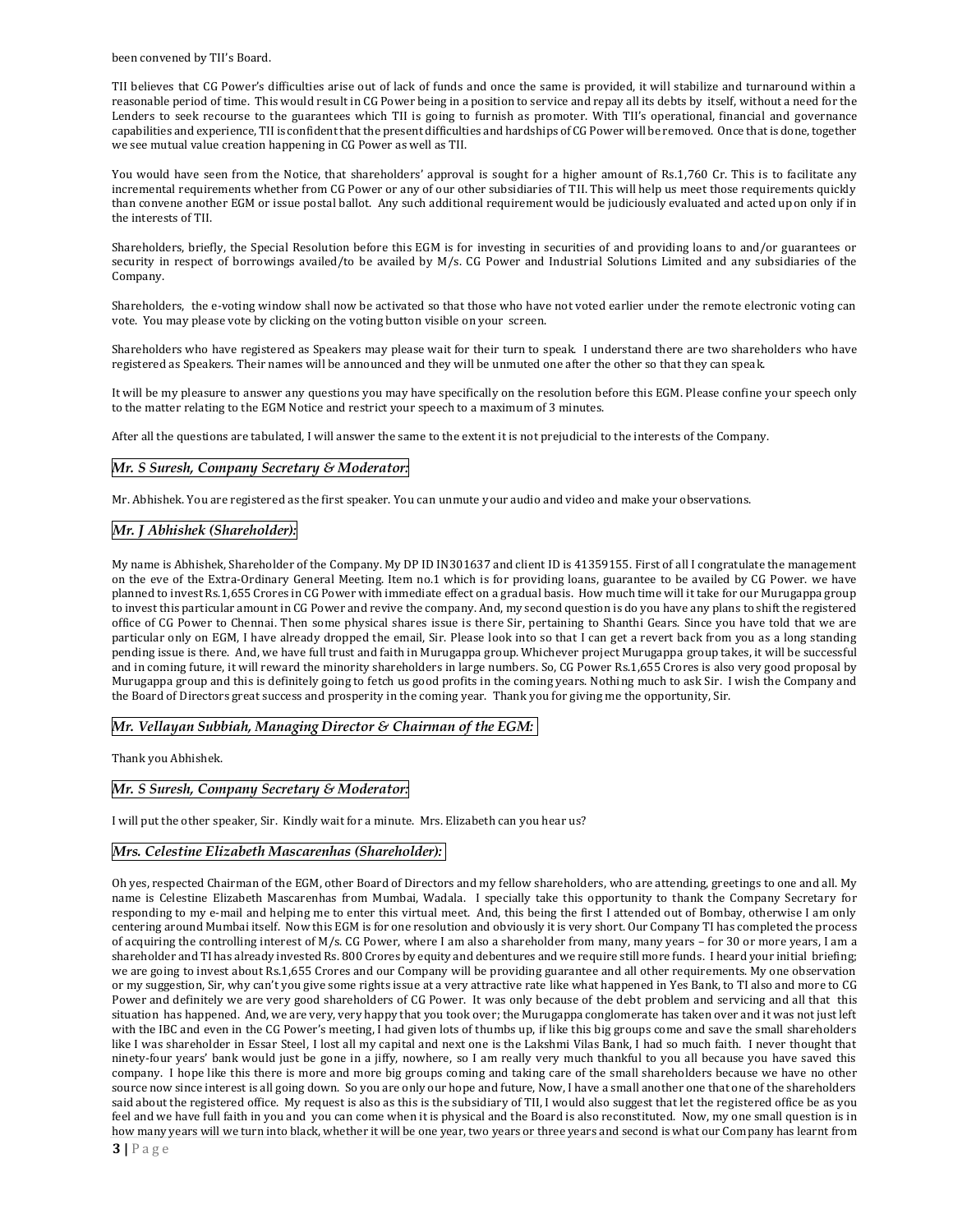been convened by TII's Board.

TII believes that CG Power's difficulties arise out of lack of funds and once the same is provided, it will stabilize and turnaround within a reasonable period of time. This would result in CG Power being in a position to service and repay all its debts by itself, without a need for the Lenders to seek recourse to the guarantees which TII is going to furnish as promoter. With TII's operational, financial and governance capabilities and experience, TII is confident that the present difficulties and hardships of CG Power will be removed. Once that is done, together we see mutual value creation happening in CG Power as well as TII.

You would have seen from the Notice, that shareholders' approval is sought for a higher amount of Rs.1,760 Cr. This is to facilitate any incremental requirements whether from CG Power or any of our other subsidiaries of TII. This will help us meet those requirements quickly than convene another EGM or issue postal ballot. Any such additional requirement would be judiciously evaluated and acted upon only if in the interests of TII.

Shareholders, briefly, the Special Resolution before this EGM is for investing in securities of and providing loans to and/or guarantees or security in respect of borrowings availed/to be availed by M/s. CG Power and Industrial Solutions Limited and any subsidiaries of the Company.

Shareholders, the e-voting window shall now be activated so that those who have not voted earlier under the remote electronic voting can vote. You may please vote by clicking on the voting button visible on your screen.

Shareholders who have registered as Speakers may please wait for their turn to speak. I understand there are two shareholders who have registered as Speakers. Their names will be announced and they will be unmuted one after the other so that they can speak.

It will be my pleasure to answer any questions you may have specifically on the resolution before this EGM. Please confine your speech only to the matter relating to the EGM Notice and restrict your speech to a maximum of 3 minutes.

After all the questions are tabulated, I will answer the same to the extent it is not prejudicial to the interests of the Company.

*Mr. S Suresh, Company Secretary & Moderator:*

Mr. Abhishek. You are registered as the first speaker. You can unmute your audio and video and make your observations.

*Mr. J Abhishek (Shareholder):*

My name is Abhishek, Shareholder of the Company. My DP ID IN301637 and client ID is 41359155. First of all I congratulate the management on the eve of the Extra-Ordinary General Meeting. Item no.1 which is for providing loans, guarantee to be availed by CG Power. we have planned to invest Rs.1,655 Crores in CG Power with immediate effect on a gradual basis. How much time will it take for our Murugappa group to invest this particular amount in CG Power and revive the company. And, my second question is do you have any plans to shift the registered office of CG Power to Chennai. Then some physical shares issue is there Sir, pertaining to Shanthi Gears. Since you have told that we are particular only on EGM, I have already dropped the email, Sir. Please look into so that I can get a revert back from you as a long standing pending issue is there. And, we have full trust and faith in Murugappa group. Whichever project Murugappa group takes, it will be successful and in coming future, it will reward the minority shareholders in large numbers. So, CG Power Rs.1,655 Crores is also very good proposal by Murugappa group and this is definitely going to fetch us good profits in the coming years. Nothing much to ask Sir. I wish the Company and the Board of Directors great success and prosperity in the coming year. Thank you for giving me the opportunity, Sir.

*Mr. Vellayan Subbiah, Managing Director & Chairman of the EGM:*

Thank you Abhishek.

*Mr. S Suresh, Company Secretary & Moderator:*

I will put the other speaker, Sir. Kindly wait for a minute. Mrs. Elizabeth can you hear us?

*Mrs. Celestine Elizabeth Mascarenhas (Shareholder):*

Oh yes, respected Chairman of the EGM, other Board of Directors and my fellow shareholders, who are attending, greetings to one and all. My name is Celestine Elizabeth Mascarenhas from Mumbai, Wadala. I specially take this opportunity to thank the Company Secretary for responding to my e-mail and helping me to enter this virtual meet. And, this being the first I attended out of Bombay, otherwise I am only centering around Mumbai itself. Now this EGM is for one resolution and obviously it is very short. Our Company TI has completed the process of acquiring the controlling interest of M/s. CG Power, where I am also a shareholder from many, many years – for 30 or more years, I am a shareholder and TI has already invested Rs. 800 Crores by equity and debentures and we require still more funds. I heard your initial briefing; we are going to invest about Rs.1,655 Crores and our Company will be providing guarantee and all other requirements. My one observation or my suggestion, Sir, why can't you give some rights issue at a very attractive rate like what happened in Yes Bank, to TI also and more to CG Power and definitely we are very good shareholders of CG Power. It was only because of the debt problem and servicing and all that this situation has happened. And, we are very, very happy that you took over; the Murugappa conglomerate has taken over and it was not just left with the IBC and even in the CG Power's meeting, I had given lots of thumbs up, if like this big groups come and save the small shareholders like I was shareholder in Essar Steel, I lost all my capital and next one is the Lakshmi Vilas Bank, I had so much faith. I never thought that ninety-four years' bank would just be gone in a jiffy, nowhere, so I am really very much thankful to you all because you have saved this company. I hope like this there is more and more big groups coming and taking care of the small shareholders because we have no other source now since interest is all going down. So you are only our hope and future, Now, I have a small another one that one of the shareholders said about the registered office. My request is also as this is the subsidiary of TII, I would also suggest that let the registered office be as you feel and we have full faith in you and you can come when it is physical and the Board is also reconstituted. Now, my one small question is in how many years will we turn into black, whether it will be one year, two years or three years and second is what our Company has learnt from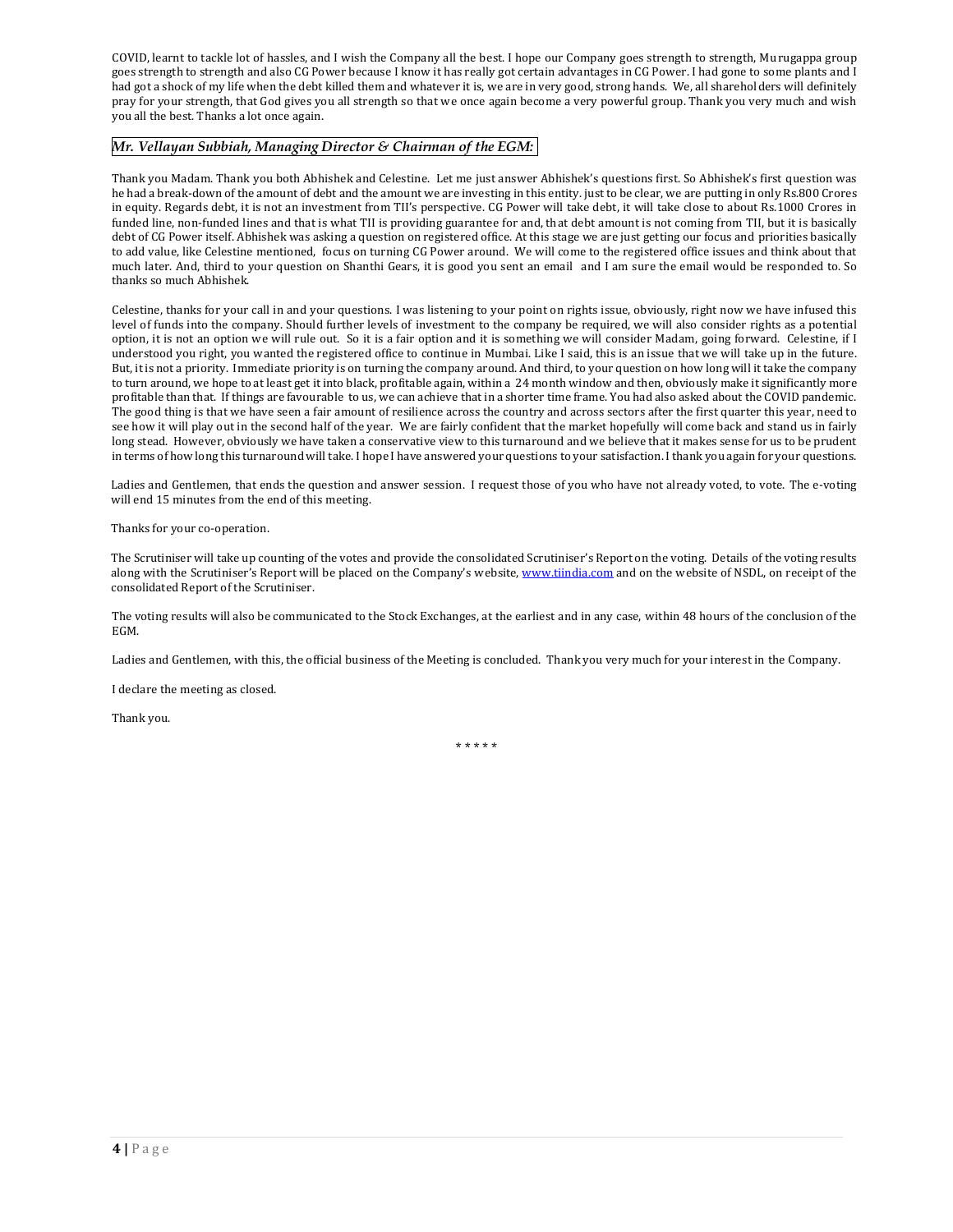COVID, learnt to tackle lot of hassles, and I wish the Company all the best. I hope our Company goes strength to strength, Murugappa group goes strength to strength and also CG Power because I know it has really got certain advantages in CG Power. I had gone to some plants and I had got a shock of my life when the debt killed them and whatever it is, we are in very good, strong hands. We, all shareholders will definitely pray for your strength, that God gives you all strength so that we once again become a very powerful group. Thank you very much and wish you all the best. Thanks a lot once again.

***Mr. Vellayan Subbiah, Managing Director & Chairman of the EGM:***

Thank you Madam. Thank you both Abhishek and Celestine. Let me just answer Abhishek's questions first. So Abhishek's first question was he had a break-down of the amount of debt and the amount we are investing in this entity. just to be clear, we are putting in only Rs.800 Crores in equity. Regards debt, it is not an investment from TII's perspective. CG Power will take debt, it will take close to about Rs.1000 Crores in funded line, non-funded lines and that is what TII is providing guarantee for and, that debt amount is not coming from TII, but it is basically debt of CG Power itself. Abhishek was asking a question on registered office. At this stage we are just getting our focus and priorities basically to add value, like Celestine mentioned, focus on turning CG Power around. We will come to the registered office issues and think about that much later. And, third to your question on Shanthi Gears, it is good you sent an email and I am sure the email would be responded to. So thanks so much Abhishek.

Celestine, thanks for your call in and your questions. I was listening to your point on rights issue, obviously, right now we have infused this level of funds into the company. Should further levels of investment to the company be required, we will also consider rights as a potential option, it is not an option we will rule out. So it is a fair option and it is something we will consider Madam, going forward. Celestine, if I understood you right, you wanted the registered office to continue in Mumbai. Like I said, this is an issue that we will take up in the future. But, it is not a priority. Immediate priority is on turning the company around. And third, to your question on how long will it take the company to turn around, we hope to at least get it into black, profitable again, within a 24 month window and then, obviously make it significantly more profitable than that. If things are favourable to us, we can achieve that in a shorter time frame. You had also asked about the COVID pandemic. The good thing is that we have seen a fair amount of resilience across the country and across sectors after the first quarter this year, need to see how it will play out in the second half of the year. We are fairly confident that the market hopefully will come back and stand us in fairly long stead. However, obviously we have taken a conservative view to this turnaround and we believe that it makes sense for us to be prudent in terms of how long this turnaround will take. I hope I have answered your questions to your satisfaction. I thank you again for your questions.

Ladies and Gentlemen, that ends the question and answer session. I request those of you who have not already voted, to vote. The e-voting will end 15 minutes from the end of this meeting.

Thanks for your co-operation.

The Scrutiniser will take up counting of the votes and provide the consolidated Scrutiniser's Report on the voting. Details of the voting results along with the Scrutiniser's Report will be placed on the Company's website, www.tiindia.com and on the website of NSDL, on receipt of the consolidated Report of the Scrutiniser.

The voting results will also be communicated to the Stock Exchanges, at the earliest and in any case, within 48 hours of the conclusion of the EGM.

Ladies and Gentlemen, with this, the official business of the Meeting is concluded. Thank you very much for your interest in the Company.

I declare the meeting as closed.

Thank you.

\* \* \* \* \*